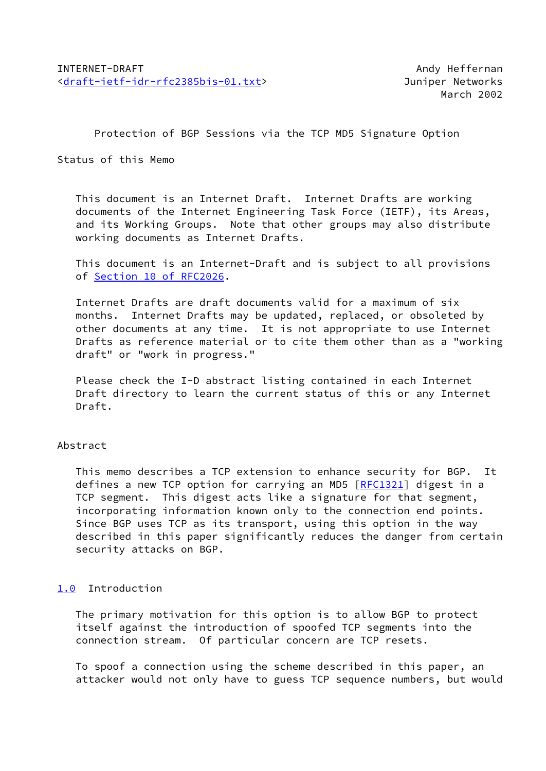INTERNET-DRAFT                                    Andy Heffernan
<draft-ietf-idr-rfc2385bis-01.txt>                Juniper Networks
                                                  March 2002

# Protection of BGP Sessions via the TCP MD5 Signature Option

## Status of this Memo

This document is an Internet Draft. Internet Drafts are working documents of the Internet Engineering Task Force (IETF), its Areas, and its Working Groups. Note that other groups may also distribute working documents as Internet Drafts.

This document is an Internet-Draft and is subject to all provisions of Section 10 of RFC2026.

Internet Drafts are draft documents valid for a maximum of six months. Internet Drafts may be updated, replaced, or obsoleted by other documents at any time. It is not appropriate to use Internet Drafts as reference material or to cite them other than as a "working draft" or "work in progress."

Please check the I-D abstract listing contained in each Internet Draft directory to learn the current status of this or any Internet Draft.

## Abstract

This memo describes a TCP extension to enhance security for BGP. It defines a new TCP option for carrying an MD5 [RFC1321] digest in a TCP segment. This digest acts like a signature for that segment, incorporating information known only to the connection end points. Since BGP uses TCP as its transport, using this option in the way described in this paper significantly reduces the danger from certain security attacks on BGP.

## 1.0 Introduction

The primary motivation for this option is to allow BGP to protect itself against the introduction of spoofed TCP segments into the connection stream. Of particular concern are TCP resets.

To spoof a connection using the scheme described in this paper, an attacker would not only have to guess TCP sequence numbers, but would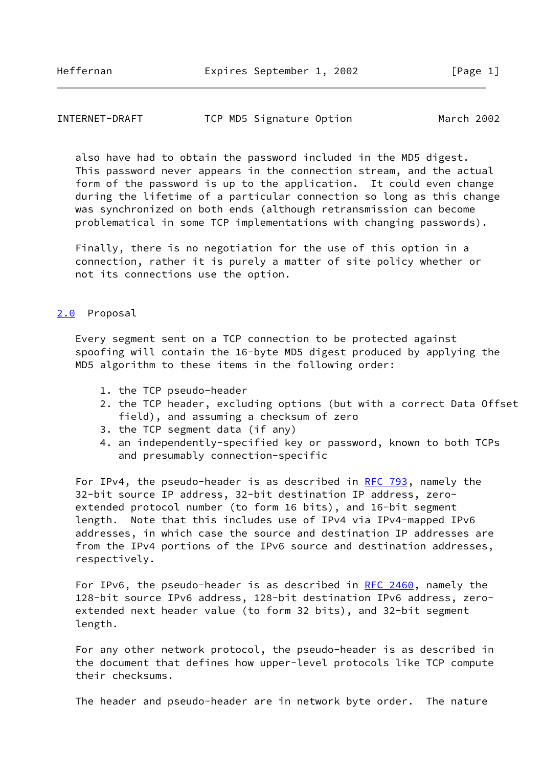also have had to obtain the password included in the MD5 digest. This password never appears in the connection stream, and the actual form of the password is up to the application. It could even change during the lifetime of a particular connection so long as this change was synchronized on both ends (although retransmission can become problematical in some TCP implementations with changing passwords).

Finally, there is no negotiation for the use of this option in a connection, rather it is purely a matter of site policy whether or not its connections use the option.

## 2.0 Proposal

Every segment sent on a TCP connection to be protected against spoofing will contain the 16-byte MD5 digest produced by applying the MD5 algorithm to these items in the following order:

1. the TCP pseudo-header
2. the TCP header, excluding options (but with a correct Data Offset field), and assuming a checksum of zero
3. the TCP segment data (if any)
4. an independently-specified key or password, known to both TCPs and presumably connection-specific

For IPv4, the pseudo-header is as described in RFC 793, namely the 32-bit source IP address, 32-bit destination IP address, zero-extended protocol number (to form 16 bits), and 16-bit segment length. Note that this includes use of IPv4 via IPv4-mapped IPv6 addresses, in which case the source and destination IP addresses are from the IPv4 portions of the IPv6 source and destination addresses, respectively.

For IPv6, the pseudo-header is as described in RFC 2460, namely the 128-bit source IPv6 address, 128-bit destination IPv6 address, zero-extended next header value (to form 32 bits), and 32-bit segment length.

For any other network protocol, the pseudo-header is as described in the document that defines how upper-level protocols like TCP compute their checksums.

The header and pseudo-header are in network byte order. The nature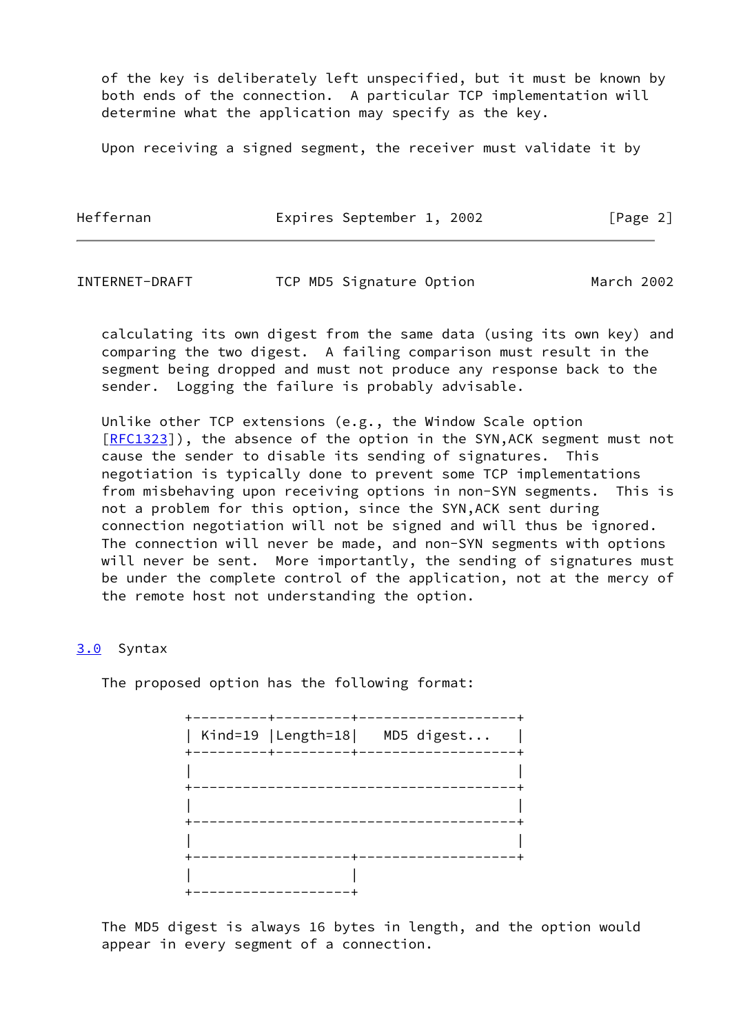of the key is deliberately left unspecified, but it must be known by both ends of the connection. A particular TCP implementation will determine what the application may specify as the key.

Upon receiving a signed segment, the receiver must validate it by calculating its own digest from the same data (using its own key) and comparing the two digest. A failing comparison must result in the segment being dropped and must not produce any response back to the sender. Logging the failure is probably advisable.

Unlike other TCP extensions (e.g., the Window Scale option [RFC1323]), the absence of the option in the SYN,ACK segment must not cause the sender to disable its sending of signatures. This negotiation is typically done to prevent some TCP implementations from misbehaving upon receiving options in non-SYN segments. This is not a problem for this option, since the SYN,ACK sent during connection negotiation will not be signed and will thus be ignored. The connection will never be made, and non-SYN segments with options will never be sent. More importantly, the sending of signatures must be under the complete control of the application, not at the mercy of the remote host not understanding the option.

## 3.0 Syntax

The proposed option has the following format:

```
+---------+---------+-------------------+
| Kind=19 |Length=18|   MD5 digest...   |
+---------+---------+-------------------+
|                                       |
+---------------------------------------+
|                                       |
+---------------------------------------+
|                                       |
+-------------------+-------------------+
|                   |
+-------------------+
```

The MD5 digest is always 16 bytes in length, and the option would appear in every segment of a connection.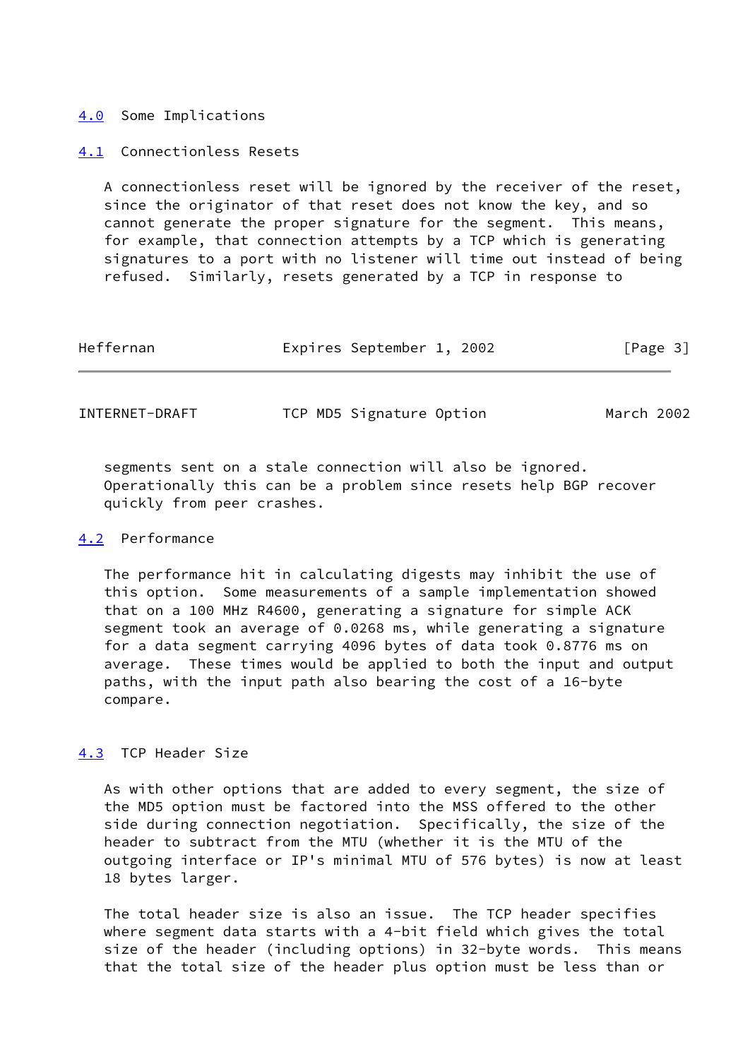## 4.0 Some Implications

### 4.1 Connectionless Resets

A connectionless reset will be ignored by the receiver of the reset, since the originator of that reset does not know the key, and so cannot generate the proper signature for the segment. This means, for example, that connection attempts by a TCP which is generating signatures to a port with no listener will time out instead of being refused. Similarly, resets generated by a TCP in response to segments sent on a stale connection will also be ignored. Operationally this can be a problem since resets help BGP recover quickly from peer crashes.

### 4.2 Performance

The performance hit in calculating digests may inhibit the use of this option. Some measurements of a sample implementation showed that on a 100 MHz R4600, generating a signature for simple ACK segment took an average of 0.0268 ms, while generating a signature for a data segment carrying 4096 bytes of data took 0.8776 ms on average. These times would be applied to both the input and output paths, with the input path also bearing the cost of a 16-byte compare.

### 4.3 TCP Header Size

As with other options that are added to every segment, the size of the MD5 option must be factored into the MSS offered to the other side during connection negotiation. Specifically, the size of the header to subtract from the MTU (whether it is the MTU of the outgoing interface or IP's minimal MTU of 576 bytes) is now at least 18 bytes larger.

The total header size is also an issue. The TCP header specifies where segment data starts with a 4-bit field which gives the total size of the header (including options) in 32-byte words. This means that the total size of the header plus option must be less than or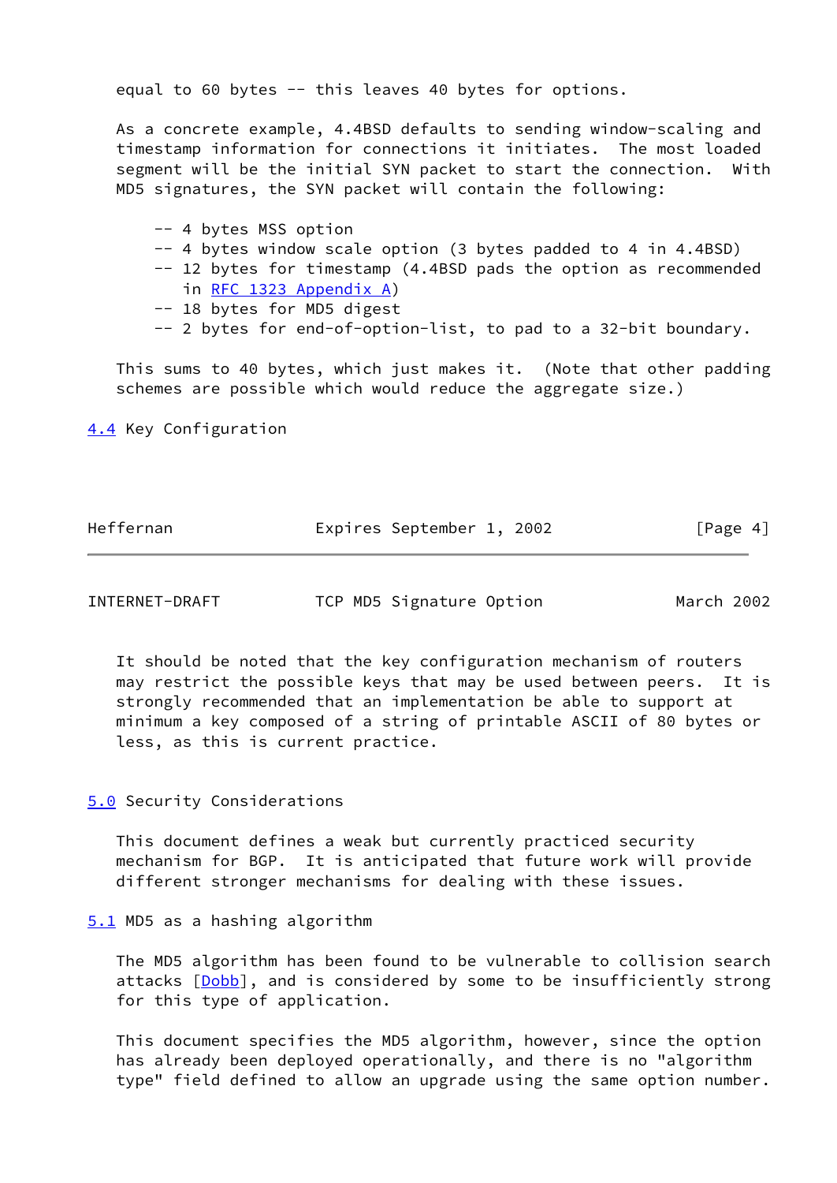equal to 60 bytes -- this leaves 40 bytes for options.

As a concrete example, 4.4BSD defaults to sending window-scaling and timestamp information for connections it initiates. The most loaded segment will be the initial SYN packet to start the connection. With MD5 signatures, the SYN packet will contain the following:

- -- 4 bytes MSS option
- -- 4 bytes window scale option (3 bytes padded to 4 in 4.4BSD)
- -- 12 bytes for timestamp (4.4BSD pads the option as recommended in RFC 1323 Appendix A)
- -- 18 bytes for MD5 digest
- -- 2 bytes for end-of-option-list, to pad to a 32-bit boundary.

This sums to 40 bytes, which just makes it. (Note that other padding schemes are possible which would reduce the aggregate size.)

### 4.4 Key Configuration

It should be noted that the key configuration mechanism of routers may restrict the possible keys that may be used between peers. It is strongly recommended that an implementation be able to support at minimum a key composed of a string of printable ASCII of 80 bytes or less, as this is current practice.

## 5.0 Security Considerations

This document defines a weak but currently practiced security mechanism for BGP. It is anticipated that future work will provide different stronger mechanisms for dealing with these issues.

### 5.1 MD5 as a hashing algorithm

The MD5 algorithm has been found to be vulnerable to collision search attacks [Dobb], and is considered by some to be insufficiently strong for this type of application.

This document specifies the MD5 algorithm, however, since the option has already been deployed operationally, and there is no "algorithm type" field defined to allow an upgrade using the same option number.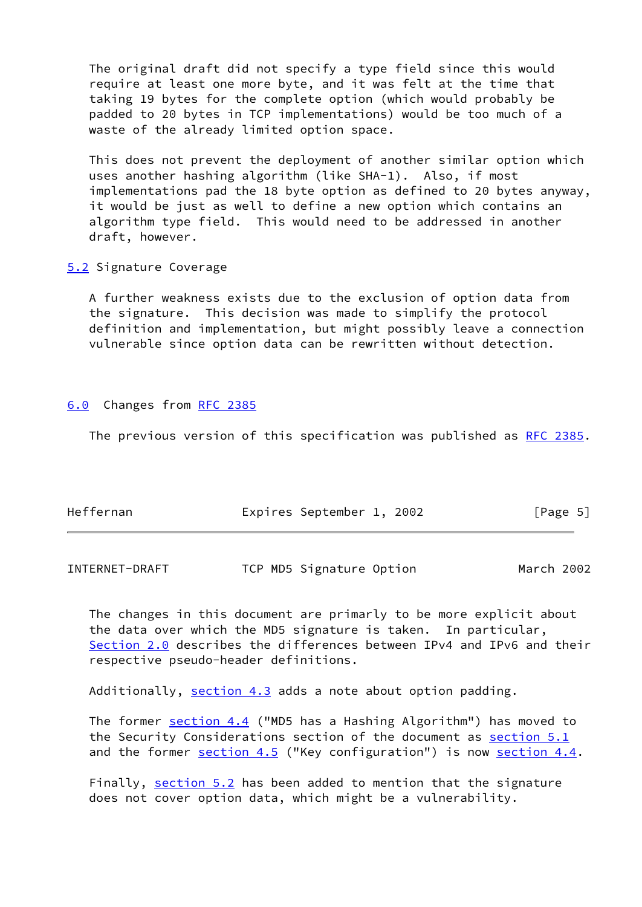The original draft did not specify a type field since this would require at least one more byte, and it was felt at the time that taking 19 bytes for the complete option (which would probably be padded to 20 bytes in TCP implementations) would be too much of a waste of the already limited option space.

This does not prevent the deployment of another similar option which uses another hashing algorithm (like SHA-1). Also, if most implementations pad the 18 byte option as defined to 20 bytes anyway, it would be just as well to define a new option which contains an algorithm type field. This would need to be addressed in another draft, however.

## 5.2 Signature Coverage

A further weakness exists due to the exclusion of option data from the signature. This decision was made to simplify the protocol definition and implementation, but might possibly leave a connection vulnerable since option data can be rewritten without detection.

# 6.0 Changes from RFC 2385

The previous version of this specification was published as RFC 2385.

The changes in this document are primarly to be more explicit about the data over which the MD5 signature is taken. In particular, Section 2.0 describes the differences between IPv4 and IPv6 and their respective pseudo-header definitions.

Additionally, section 4.3 adds a note about option padding.

The former section 4.4 ("MD5 has a Hashing Algorithm") has moved to the Security Considerations section of the document as section 5.1 and the former section 4.5 ("Key configuration") is now section 4.4.

Finally, section 5.2 has been added to mention that the signature does not cover option data, which might be a vulnerability.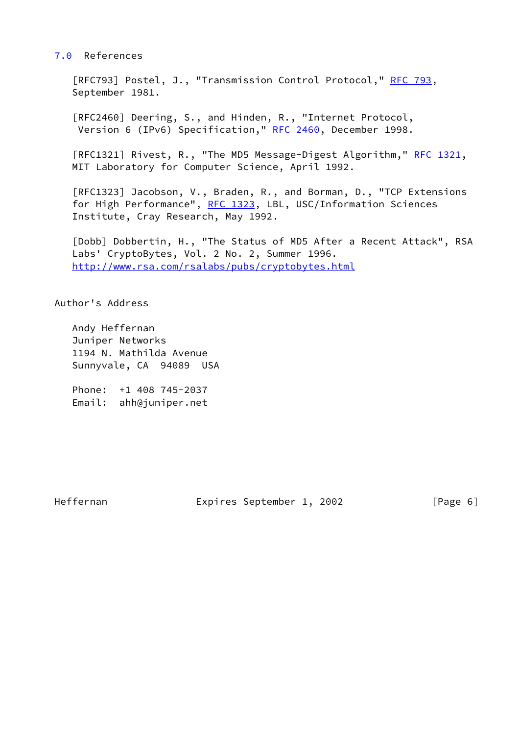## 7.0 References

[RFC793] Postel, J., "Transmission Control Protocol," RFC 793, September 1981.

[RFC2460] Deering, S., and Hinden, R., "Internet Protocol, Version 6 (IPv6) Specification," RFC 2460, December 1998.

[RFC1321] Rivest, R., "The MD5 Message-Digest Algorithm," RFC 1321, MIT Laboratory for Computer Science, April 1992.

[RFC1323] Jacobson, V., Braden, R., and Borman, D., "TCP Extensions for High Performance", RFC 1323, LBL, USC/Information Sciences Institute, Cray Research, May 1992.

[Dobb] Dobbertin, H., "The Status of MD5 After a Recent Attack", RSA Labs' CryptoBytes, Vol. 2 No. 2, Summer 1996. http://www.rsa.com/rsalabs/pubs/cryptobytes.html

## Author's Address

Andy Heffernan
Juniper Networks
1194 N. Mathilda Avenue
Sunnyvale, CA  94089  USA

Phone:  +1 408 745-2037
Email:  ahh@juniper.net